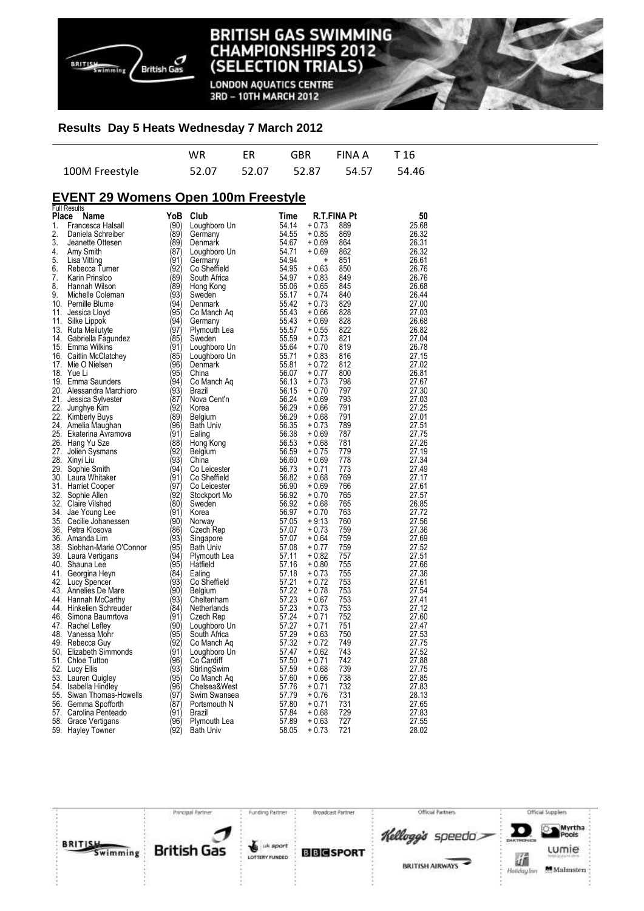# BRITISH GAS SWIMMING CHAMPIONSHIPS 2012 (SELECTION TRIALS)

LONDON AQUATICS CENTRE
3RD – 10TH MARCH 2012

## Results Day 5 Heats Wednesday 7 March 2012

| | WR | ER | GBR | FINA A | T 16 |
|---|---|---|---|---|---|
| 100M Freestyle | 52.07 | 52.07 | 52.87 | 54.57 | 54.46 |

## EVENT 29 Womens Open 100m Freestyle

Full Results

| Place | Name | YoB | Club | Time | R.T. | FINA Pt | 50 |
|---|---|---|---|---|---|---|---|
| 1. | Francesca Halsall | (90) | Loughboro Un | 54.14 | + 0.73 | 889 | 25.68 |
| 2. | Daniela Schreiber | (89) | Germany | 54.55 | + 0.85 | 869 | 26.32 |
| 3. | Jeanette Ottesen | (89) | Denmark | 54.67 | + 0.69 | 864 | 26.31 |
| 4. | Amy Smith | (87) | Loughboro Un | 54.71 | + 0.69 | 862 | 26.32 |
| 5. | Lisa Vitting | (91) | Germany | 54.94 | + | 851 | 26.61 |
| 6. | Rebecca Turner | (92) | Co Sheffield | 54.95 | + 0.63 | 850 | 26.76 |
| 7. | Karin Prinsloo | (89) | South Africa | 54.97 | + 0.83 | 849 | 26.76 |
| 8. | Hannah Wilson | (89) | Hong Kong | 55.06 | + 0.65 | 845 | 26.68 |
| 9. | Michelle Coleman | (93) | Sweden | 55.17 | + 0.74 | 840 | 26.44 |
| 10. | Pernille Blume | (94) | Denmark | 55.42 | + 0.73 | 829 | 27.00 |
| 11. | Jessica Lloyd | (95) | Co Manch Aq | 55.43 | + 0.66 | 828 | 27.03 |
| 11. | Silke Lippok | (94) | Germany | 55.43 | + 0.69 | 828 | 26.68 |
| 13. | Ruta Meilutyte | (97) | Plymouth Lea | 55.57 | + 0.55 | 822 | 26.82 |
| 14. | Gabriella Fagundez | (85) | Sweden | 55.59 | + 0.73 | 821 | 27.04 |
| 15. | Emma Wilkins | (91) | Loughboro Un | 55.64 | + 0.70 | 819 | 26.78 |
| 16. | Caitlin McClatchey | (85) | Loughboro Un | 55.71 | + 0.83 | 816 | 27.15 |
| 17. | Mie O Nielsen | (96) | Denmark | 55.81 | + 0.72 | 812 | 27.02 |
| 18. | Yue Li | (95) | China | 56.07 | + 0.77 | 800 | 26.81 |
| 19. | Emma Saunders | (94) | Co Manch Aq | 56.13 | + 0.73 | 798 | 27.67 |
| 20. | Alessandra Marchioro | (93) | Brazil | 56.15 | + 0.70 | 797 | 27.30 |
| 21. | Jessica Sylvester | (87) | Nova Cent'n | 56.24 | + 0.69 | 793 | 27.03 |
| 22. | Junghye Kim | (92) | Korea | 56.29 | + 0.66 | 791 | 27.25 |
| 22. | Kimberly Buys | (89) | Belgium | 56.29 | + 0.68 | 791 | 27.01 |
| 24. | Amelia Maughan | (96) | Bath Univ | 56.35 | + 0.73 | 789 | 27.51 |
| 25. | Ekaterina Avramova | (91) | Ealing | 56.38 | + 0.69 | 787 | 27.75 |
| 26. | Hang Yu Sze | (88) | Hong Kong | 56.53 | + 0.68 | 781 | 27.26 |
| 27. | Jolien Sysmans | (92) | Belgium | 56.59 | + 0.75 | 779 | 27.19 |
| 28. | Xinyi Liu | (93) | China | 56.60 | + 0.69 | 778 | 27.34 |
| 29. | Sophie Smith | (94) | Co Leicester | 56.73 | + 0.71 | 773 | 27.49 |
| 30. | Laura Whitaker | (91) | Co Sheffield | 56.82 | + 0.68 | 769 | 27.17 |
| 31. | Harriet Cooper | (97) | Co Leicester | 56.90 | + 0.69 | 766 | 27.61 |
| 32. | Sophie Allen | (92) | Stockport Mo | 56.92 | + 0.70 | 765 | 27.57 |
| 32. | Claire Vilshed | (80) | Sweden | 56.92 | + 0.68 | 765 | 26.85 |
| 34. | Jae Young Lee | (91) | Korea | 56.97 | + 0.70 | 763 | 27.72 |
| 35. | Cecilie Johanessen | (90) | Norway | 57.05 | + 9.13 | 760 | 27.56 |
| 36. | Petra Klosova | (86) | Czech Rep | 57.07 | + 0.73 | 759 | 27.36 |
| 36. | Amanda Lim | (93) | Singapore | 57.07 | + 0.64 | 759 | 27.69 |
| 38. | Siobhan-Marie O'Connor | (95) | Bath Univ | 57.08 | + 0.77 | 759 | 27.52 |
| 39. | Laura Vertigans | (94) | Plymouth Lea | 57.11 | + 0.82 | 757 | 27.51 |
| 40. | Shauna Lee | (95) | Hatfield | 57.16 | + 0.80 | 755 | 27.66 |
| 41. | Georgina Heyn | (84) | Ealing | 57.18 | + 0.73 | 755 | 27.36 |
| 42. | Lucy Spencer | (93) | Co Sheffield | 57.21 | + 0.72 | 753 | 27.61 |
| 43. | Annelies De Mare | (90) | Belgium | 57.22 | + 0.78 | 753 | 27.54 |
| 44. | Hannah McCarthy | (93) | Cheltenham | 57.23 | + 0.67 | 753 | 27.41 |
| 44. | Hinkelien Schreuder | (84) | Netherlands | 57.23 | + 0.73 | 753 | 27.12 |
| 46. | Simona Baumrtova | (91) | Czech Rep | 57.24 | + 0.71 | 752 | 27.60 |
| 47. | Rachel Lefley | (90) | Loughboro Un | 57.27 | + 0.71 | 751 | 27.47 |
| 48. | Vanessa Mohr | (95) | South Africa | 57.29 | + 0.63 | 750 | 27.53 |
| 49. | Rebecca Guy | (92) | Co Manch Aq | 57.32 | + 0.72 | 749 | 27.75 |
| 50. | Elizabeth Simmonds | (91) | Loughboro Un | 57.47 | + 0.62 | 743 | 27.52 |
| 51. | Chloe Tutton | (96) | Co Cardiff | 57.50 | + 0.71 | 742 | 27.88 |
| 52. | Lucy Ellis | (93) | StirlingSwim | 57.59 | + 0.68 | 739 | 27.75 |
| 53. | Lauren Quigley | (95) | Co Manch Aq | 57.60 | + 0.66 | 738 | 27.85 |
| 54. | Isabella Hindley | (96) | Chelsea&West | 57.76 | + 0.71 | 732 | 27.83 |
| 55. | Siwan Thomas-Howells | (97) | Swim Swansea | 57.79 | + 0.76 | 731 | 28.13 |
| 56. | Gemma Spofforth | (87) | Portsmouth N | 57.80 | + 0.71 | 731 | 27.65 |
| 57. | Carolina Penteado | (91) | Brazil | 57.84 | + 0.68 | 729 | 27.83 |
| 58. | Grace Vertigans | (96) | Plymouth Lea | 57.89 | + 0.63 | 727 | 27.55 |
| 59. | Hayley Towner | (92) | Bath Univ | 58.05 | + 0.73 | 721 | 28.02 |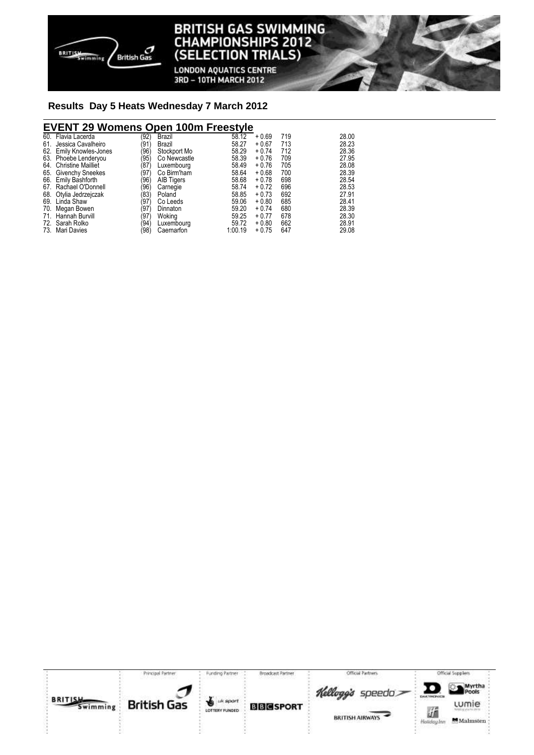## Results Day 5 Heats Wednesday 7 March 2012

### EVENT 29 Womens Open 100m Freestyle

| | | | | | | | |
|---|---|---|---|---|---|---|---|
| 60. | Flavia Lacerda | (92) | Brazil | 58.12 | + 0.69 | 719 | 28.00 |
| 61. | Jessica Cavalheiro | (91) | Brazil | 58.27 | + 0.67 | 713 | 28.23 |
| 62. | Emily Knowles-Jones | (96) | Stockport Mo | 58.29 | + 0.74 | 712 | 28.36 |
| 63. | Phoebe Lenderyou | (95) | Co Newcastle | 58.39 | + 0.76 | 709 | 27.95 |
| 64. | Christine Mailliet | (87) | Luxembourg | 58.49 | + 0.76 | 705 | 28.08 |
| 65. | Givenchy Sneekes | (97) | Co Birm'ham | 58.64 | + 0.68 | 700 | 28.39 |
| 66. | Emily Bashforth | (96) | AIB Tigers | 58.68 | + 0.78 | 698 | 28.54 |
| 67. | Rachael O'Donnell | (96) | Carnegie | 58.74 | + 0.72 | 696 | 28.53 |
| 68. | Otylia Jedrzejczak | (83) | Poland | 58.85 | + 0.73 | 692 | 27.91 |
| 69. | Linda Shaw | (97) | Co Leeds | 59.06 | + 0.80 | 685 | 28.41 |
| 70. | Megan Bowen | (97) | Dinnaton | 59.20 | + 0.74 | 680 | 28.39 |
| 71. | Hannah Burvill | (97) | Woking | 59.25 | + 0.77 | 678 | 28.30 |
| 72. | Sarah Rolko | (94) | Luxembourg | 59.72 | + 0.80 | 662 | 28.91 |
| 73. | Mari Davies | (98) | Caernarfon | 1:00.19 | + 0.75 | 647 | 29.08 |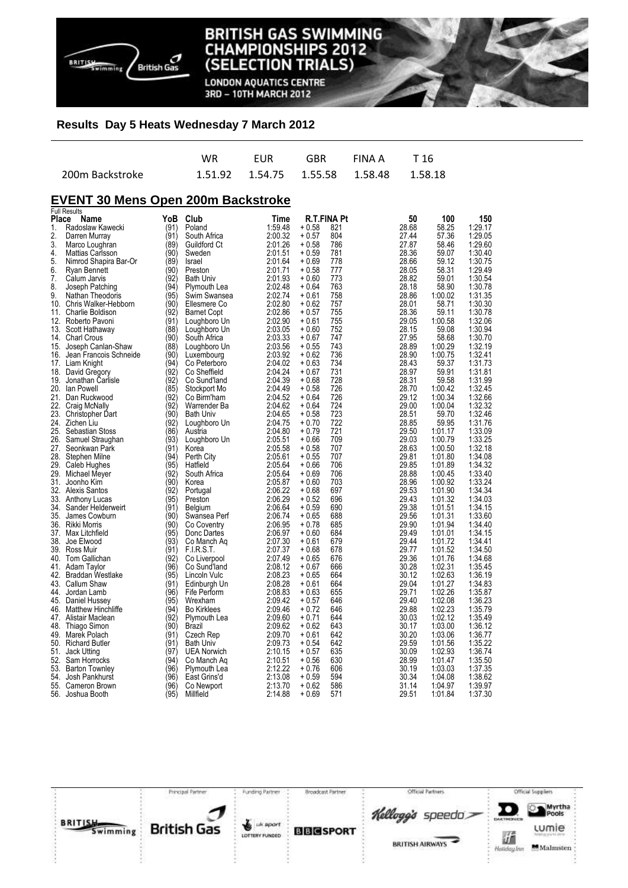## Results Day 5 Heats Wednesday 7 March 2012

| | WR | EUR | GBR | FINA A | T 16 |
|---|---|---|---|---|---|
| 200m Backstroke | 1.51.92 | 1.54.75 | 1.55.58 | 1.58.48 | 1.58.18 |

## EVENT 30 Mens Open 200m Backstroke

Full Results

| Place | Name | YoB | Club | Time | R.T. | FINA Pt | 50 | 100 | 150 |
|---|---|---|---|---|---|---|---|---|---|
| 1. | Radoslaw Kawecki | (91) | Poland | 1:59.48 | + 0.58 | 821 | 28.68 | 58.25 | 1:29.17 |
| 2. | Darren Murray | (91) | South Africa | 2:00.32 | + 0.57 | 804 | 27.44 | 57.36 | 1:29.05 |
| 3. | Marco Loughran | (89) | Guildford Ct | 2:01.26 | + 0.58 | 786 | 27.87 | 58.46 | 1:29.60 |
| 4. | Mattias Carlsson | (90) | Sweden | 2:01.51 | + 0.59 | 781 | 28.36 | 59.07 | 1:30.40 |
| 5. | Nimrod Shapira Bar-Or | (89) | Israel | 2:01.64 | + 0.69 | 778 | 28.66 | 59.12 | 1:30.75 |
| 6. | Ryan Bennett | (90) | Preston | 2:01.71 | + 0.58 | 777 | 28.05 | 58.31 | 1:29.49 |
| 7. | Calum Jarvis | (92) | Bath Univ | 2:01.93 | + 0.60 | 773 | 28.82 | 59.01 | 1:30.54 |
| 8. | Joseph Patching | (94) | Plymouth Lea | 2:02.48 | + 0.64 | 763 | 28.18 | 58.90 | 1:30.78 |
| 9. | Nathan Theodoris | (95) | Swim Swansea | 2:02.74 | + 0.61 | 758 | 28.86 | 1:00.02 | 1:31.35 |
| 10. | Chris Walker-Hebborn | (90) | Ellesmere Co | 2:02.80 | + 0.62 | 757 | 28.01 | 58.71 | 1:30.30 |
| 11. | Charlie Boldison | (92) | Barnet Copt | 2:02.86 | + 0.57 | 755 | 28.36 | 59.11 | 1:30.78 |
| 12. | Roberto Pavoni | (91) | Loughboro Un | 2:02.90 | + 0.61 | 755 | 29.05 | 1:00.58 | 1:32.06 |
| 13. | Scott Hathaway | (88) | Loughboro Un | 2:03.05 | + 0.60 | 752 | 28.15 | 59.08 | 1:30.94 |
| 14. | Charl Crous | (90) | South Africa | 2:03.33 | + 0.67 | 747 | 27.95 | 58.68 | 1:30.70 |
| 15. | Joseph Canlan-Shaw | (88) | Loughboro Un | 2:03.56 | + 0.55 | 743 | 28.89 | 1:00.29 | 1:32.19 |
| 16. | Jean Francois Schneide | (90) | Luxembourg | 2:03.92 | + 0.62 | 736 | 28.90 | 1:00.75 | 1:32.41 |
| 17. | Liam Knight | (94) | Co Peterboro | 2:04.02 | + 0.63 | 734 | 28.43 | 59.37 | 1:31.73 |
| 18. | David Gregory | (92) | Co Sheffield | 2:04.24 | + 0.67 | 731 | 28.97 | 59.91 | 1:31.81 |
| 19. | Jonathan Carlisle | (92) | Co Sund'land | 2:04.39 | + 0.68 | 728 | 28.31 | 59.58 | 1:31.99 |
| 20. | Ian Powell | (85) | Stockport Mo | 2:04.49 | + 0.58 | 726 | 28.70 | 1:00.42 | 1:32.45 |
| 21. | Dan Ruckwood | (92) | Co Birm'ham | 2:04.52 | + 0.64 | 726 | 29.12 | 1:00.34 | 1:32.66 |
| 22. | Craig McNally | (92) | Warrender Ba | 2:04.62 | + 0.64 | 724 | 29.00 | 1:00.04 | 1:32.32 |
| 23. | Christopher Dart | (90) | Bath Univ | 2:04.65 | + 0.58 | 723 | 28.51 | 59.70 | 1:32.46 |
| 24. | Zichen Liu | (92) | Loughboro Un | 2:04.75 | + 0.70 | 722 | 28.85 | 59.95 | 1:31.76 |
| 25. | Sebastian Stoss | (86) | Austria | 2:04.80 | + 0.79 | 721 | 29.50 | 1:01.17 | 1:33.09 |
| 26. | Samuel Straughan | (93) | Loughboro Un | 2:05.51 | + 0.66 | 709 | 29.03 | 1:00.79 | 1:33.25 |
| 27. | Seonkwan Park | (91) | Korea | 2:05.58 | + 0.58 | 707 | 28.63 | 1:00.50 | 1:32.18 |
| 28. | Stephen Milne | (94) | Perth City | 2:05.61 | + 0.55 | 707 | 29.81 | 1:01.80 | 1:34.08 |
| 29. | Caleb Hughes | (95) | Hatfield | 2:05.64 | + 0.66 | 706 | 29.85 | 1:01.89 | 1:34.32 |
| 29. | Michael Meyer | (92) | South Africa | 2:05.64 | + 0.69 | 706 | 28.88 | 1:00.45 | 1:33.40 |
| 31. | Joonho Kim | (90) | Korea | 2:05.87 | + 0.60 | 703 | 28.96 | 1:00.92 | 1:33.24 |
| 32. | Alexis Santos | (92) | Portugal | 2:06.22 | + 0.68 | 697 | 29.53 | 1:01.90 | 1:34.34 |
| 33. | Anthony Lucas | (95) | Preston | 2:06.29 | + 0.52 | 696 | 29.43 | 1:01.32 | 1:34.03 |
| 34. | Sander Helderweirt | (91) | Belgium | 2:06.64 | + 0.59 | 690 | 29.38 | 1:01.51 | 1:34.15 |
| 35. | James Cowburn | (90) | Swansea Perf | 2:06.74 | + 0.65 | 688 | 29.56 | 1:01.31 | 1:33.60 |
| 36. | Rikki Morris | (90) | Co Coventry | 2:06.95 | + 0.78 | 685 | 29.90 | 1:01.94 | 1:34.40 |
| 37. | Max Litchfield | (95) | Donc Dartes | 2:06.97 | + 0.60 | 684 | 29.49 | 1:01.01 | 1:34.15 |
| 38. | Joe Elwood | (93) | Co Manch Aq | 2:07.30 | + 0.61 | 679 | 29.44 | 1:01.72 | 1:34.41 |
| 39. | Ross Muir | (91) | F.I.R.S.T. | 2:07.37 | + 0.68 | 678 | 29.77 | 1:01.52 | 1:34.50 |
| 40. | Tom Gallichan | (92) | Co Liverpool | 2:07.49 | + 0.65 | 676 | 29.36 | 1:01.76 | 1:34.68 |
| 41. | Adam Taylor | (96) | Co Sund'land | 2:08.12 | + 0.67 | 666 | 30.28 | 1:02.31 | 1:35.45 |
| 42. | Braddan Westlake | (95) | Lincoln Vulc | 2:08.23 | + 0.65 | 664 | 30.12 | 1:02.63 | 1:36.19 |
| 43. | Callum Shaw | (91) | Edinburgh Un | 2:08.28 | + 0.61 | 664 | 29.04 | 1:01.27 | 1:34.83 |
| 44. | Jordan Lamb | (96) | Fife Perform | 2:08.83 | + 0.63 | 655 | 29.71 | 1:02.26 | 1:35.87 |
| 45. | Daniel Hussey | (95) | Wrexham | 2:09.42 | + 0.57 | 646 | 29.40 | 1:02.08 | 1:36.23 |
| 46. | Matthew Hinchliffe | (94) | Bo Kirklees | 2:09.46 | + 0.72 | 646 | 29.88 | 1:02.23 | 1:35.79 |
| 47. | Alistair Maclean | (92) | Plymouth Lea | 2:09.60 | + 0.71 | 644 | 30.03 | 1:02.12 | 1:35.49 |
| 48. | Thiago Simon | (90) | Brazil | 2:09.62 | + 0.62 | 643 | 30.17 | 1:03.00 | 1:36.12 |
| 49. | Marek Polach | (91) | Czech Rep | 2:09.70 | + 0.61 | 642 | 30.20 | 1:03.06 | 1:36.77 |
| 50. | Richard Butler | (91) | Bath Univ | 2:09.73 | + 0.54 | 642 | 29.59 | 1:01.56 | 1:35.22 |
| 51. | Jack Utting | (97) | UEA Norwich | 2:10.15 | + 0.57 | 635 | 30.09 | 1:02.93 | 1:36.74 |
| 52. | Sam Horrocks | (94) | Co Manch Aq | 2:10.51 | + 0.56 | 630 | 28.99 | 1:01.47 | 1:35.50 |
| 53. | Barton Townley | (96) | Plymouth Lea | 2:12.22 | + 0.76 | 606 | 30.19 | 1:03.03 | 1:37.35 |
| 54. | Josh Pankhurst | (96) | East Grins'd | 2:13.08 | + 0.59 | 594 | 30.34 | 1:04.08 | 1:38.62 |
| 55. | Cameron Brown | (96) | Co Newport | 2:13.70 | + 0.62 | 586 | 31.14 | 1:04.97 | 1:39.97 |
| 56. | Joshua Booth | (95) | Millfield | 2:14.88 | + 0.69 | 571 | 29.51 | 1:01.84 | 1:37.30 |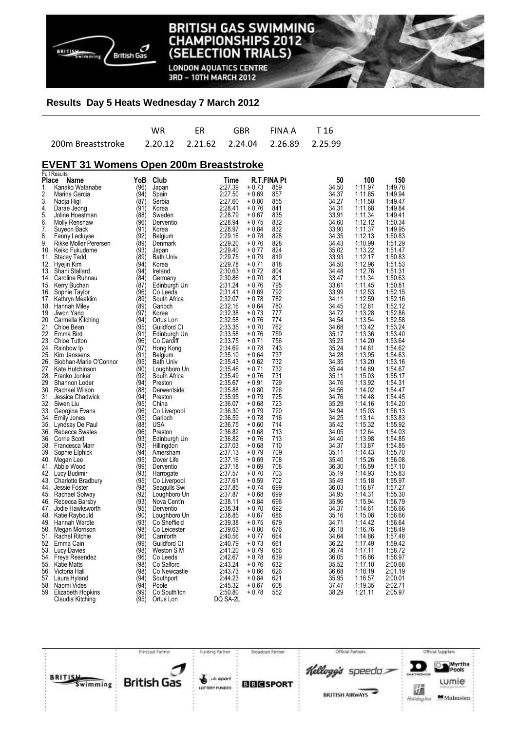# BRITISH GAS SWIMMING CHAMPIONSHIPS 2012 (SELECTION TRIALS)

LONDON AQUATICS CENTRE
3RD – 10TH MARCH 2012

**Results Day 5 Heats Wednesday 7 March 2012**

| | WR | ER | GBR | FINA A | T 16 |
|---|---|---|---|---|---|
| 200m Breaststroke | 2.20.12 | 2.21.62 | 2.24.04 | 2.26.89 | 2.25.99 |

## EVENT 31 Womens Open 200m Breaststroke

Full Results

| Place | Name | YoB | Club | Time | R.T. | FINA Pt | 50 | 100 | 150 |
|---|---|---|---|---|---|---|---|---|---|
| 1. | Kanako Watanabe | (96) | Japan | 2:27.39 | + 0.73 | 859 | 34.50 | 1:11.97 | 1:49.78 |
| 2. | Marina Garcia | (94) | Spain | 2:27.50 | + 0.69 | 857 | 34.37 | 1:11.85 | 1:49.94 |
| 3. | Nadja Higl | (87) | Serbia | 2:27.60 | + 0.80 | 855 | 34.27 | 1:11.58 | 1:49.47 |
| 4. | Darae Jeong | (91) | Korea | 2:28.41 | + 0.76 | 841 | 34.31 | 1:11.68 | 1:49.84 |
| 5. | Joline Hoestman | (88) | Sweden | 2:28.79 | + 0.67 | 835 | 33.91 | 1:11.34 | 1:49.41 |
| 6. | Molly Renshaw | (96) | Derventio | 2:28.94 | + 0.75 | 832 | 34.60 | 1:12.12 | 1:50.34 |
| 7. | Suyeon Back | (91) | Korea | 2:28.97 | + 0.84 | 832 | 33.90 | 1:11.37 | 1:49.95 |
| 8. | Fanny Lecluyse | (92) | Belgium | 2:29.16 | + 0.78 | 828 | 34.35 | 1:12.13 | 1:50.83 |
| 9. | Rikke Moller Perersen | (89) | Denmark | 2:29.20 | + 0.76 | 828 | 34.43 | 1:10.99 | 1:51.29 |
| 10. | Keiko Fukudome | (93) | Japan | 2:29.40 | + 0.77 | 824 | 35.02 | 1:13.22 | 1:51.47 |
| 11. | Stacey Tadd | (89) | Bath Univ | 2:29.75 | + 0.79 | 819 | 33.93 | 1:12.17 | 1:50.83 |
| 12. | Hyejin Kim | (94) | Korea | 2:29.78 | + 0.71 | 818 | 34.50 | 1:12.96 | 1:51.53 |
| 13. | Shani Stallard | (94) | Ireland | 2:30.63 | + 0.72 | 804 | 34.48 | 1:12.76 | 1:51.31 |
| 14. | Caroline Ruhnau | (84) | Germany | 2:30.86 | + 0.70 | 801 | 33.47 | 1:11.34 | 1:50.63 |
| 15. | Kerry Buchan | (87) | Edinburgh Un | 2:31.24 | + 0.76 | 795 | 33.61 | 1:11.45 | 1:50.81 |
| 16. | Sophie Taylor | (96) | Co Leeds | 2:31.41 | + 0.69 | 792 | 33.99 | 1:12.53 | 1:52.15 |
| 17. | Kathryn Meaklim | (89) | South Africa | 2:32.07 | + 0.78 | 782 | 34.11 | 1:12.59 | 1:52.16 |
| 18. | Hannah Miley | (89) | Garioch | 2:32.16 | + 0.64 | 780 | 34.45 | 1:12.81 | 1:52.12 |
| 19. | Jiwon Yang | (97) | Korea | 2:32.38 | + 0.73 | 777 | 34.72 | 1:13.28 | 1:52.86 |
| 20. | Carmella Kitching | (94) | Ortus Lon | 2:32.58 | + 0.76 | 774 | 34.54 | 1:13.54 | 1:52.58 |
| 21. | Chloe Bean | (95) | Guildford Ct | 2:33.35 | + 0.70 | 762 | 34.68 | 1:13.42 | 1:53.24 |
| 22. | Emma Bird | (91) | Edinburgh Un | 2:33.58 | + 0.76 | 759 | 35.17 | 1:13.36 | 1:53.40 |
| 23. | Chloe Tutton | (96) | Co Cardiff | 2:33.75 | + 0.71 | 756 | 35.23 | 1:14.20 | 1:53.64 |
| 24. | Rainbow Ip | (97) | Hong Kong | 2:34.69 | + 0.78 | 743 | 35.24 | 1:14.61 | 1:54.62 |
| 25. | Kim Janssens | (91) | Belgium | 2:35.10 | + 0.64 | 737 | 34.28 | 1:13.95 | 1:54.63 |
| 26. | Siobhan-Marie O'Connor | (95) | Bath Univ | 2:35.43 | + 0.62 | 732 | 34.35 | 1:13.20 | 1:53.16 |
| 27. | Kate Hutchinson | (90) | Loughboro Un | 2:35.46 | + 0.71 | 732 | 35.44 | 1:14.69 | 1:54.67 |
| 28. | Franko Jonker | (92) | South Africa | 2:35.49 | + 0.76 | 731 | 35.11 | 1:15.03 | 1:55.17 |
| 29. | Shannon Loder | (94) | Preston | 2:35.67 | + 0.91 | 729 | 34.76 | 1:13.92 | 1:54.31 |
| 30. | Rachael Wilson | (88) | Derwentside | 2:35.88 | + 0.80 | 726 | 34.56 | 1:14.02 | 1:54.47 |
| 31. | Jessica Chadwick | (94) | Preston | 2:35.95 | + 0.79 | 725 | 34.76 | 1:14.48 | 1:54.45 |
| 32. | Siwen Liu | (95) | China | 2:36.07 | + 0.68 | 723 | 35.29 | 1:14.16 | 1:54.20 |
| 33. | Georgina Evans | (96) | Co Liverpool | 2:36.30 | + 0.79 | 720 | 34.94 | 1:15.03 | 1:56.13 |
| 34. | Emily Jones | (95) | Garioch | 2:36.59 | + 0.78 | 716 | 34.25 | 1:13.14 | 1:53.83 |
| 35. | Lyndsay De Paul | (88) | USA | 2:36.75 | + 0.60 | 714 | 35.42 | 1:15.32 | 1:55.92 |
| 36. | Rebecca Swales | (96) | Preston | 2:36.82 | + 0.68 | 713 | 34.05 | 1:12.64 | 1:54.03 |
| 36. | Corrie Scott | (93) | Edinburgh Un | 2:36.82 | + 0.76 | 713 | 34.40 | 1:13.98 | 1:54.85 |
| 38. | Francesca Marr | (93) | Hillingdon | 2:37.03 | + 0.68 | 710 | 34.37 | 1:13.87 | 1:54.85 |
| 39. | Sophie Elphick | (94) | Amersham | 2:37.13 | + 0.79 | 709 | 35.11 | 1:14.43 | 1:55.70 |
| 40. | Megan Lee | (95) | Dover Life | 2:37.16 | + 0.69 | 708 | 35.40 | 1:15.26 | 1:56.08 |
| 41. | Abbie Wood | (99) | Derventio | 2:37.18 | + 0.69 | 708 | 36.30 | 1:16.59 | 1:57.10 |
| 42. | Lucy Budimir | (93) | Harrogate | 2:37.57 | + 0.70 | 703 | 35.19 | 1:14.93 | 1:55.83 |
| 43. | Charlotte Bradbury | (95) | Co Liverpool | 2:37.61 | + 0.59 | 702 | 35.49 | 1:15.18 | 1:55.97 |
| 44. | Jessie Foster | (98) | Seagulls Swi | 2:37.85 | + 0.74 | 699 | 36.03 | 1:16.87 | 1:57.27 |
| 45. | Rachael Solway | (92) | Loughboro Un | 2:37.87 | + 0.68 | 699 | 34.95 | 1:14.31 | 1:55.30 |
| 46. | Rebecca Barsby | (93) | Nova Cent'n | 2:38.11 | + 0.84 | 696 | 35.96 | 1:15.94 | 1:56.79 |
| 47. | Jodie Hawksworth | (95) | Derventio | 2:38.34 | + 0.70 | 692 | 34.37 | 1:14.61 | 1:56.66 |
| 48. | Katie Raybould | (90) | Loughboro Un | 2:38.85 | + 0.67 | 686 | 35.16 | 1:15.08 | 1:56.66 |
| 49. | Hannah Wardle | (93) | Co Sheffield | 2:39.38 | + 0.75 | 679 | 34.71 | 1:14.42 | 1:56.64 |
| 50. | Megan Morrison | (98) | Co Leicester | 2:39.63 | + 0.80 | 676 | 36.18 | 1:16.76 | 1:58.49 |
| 51. | Rachel Ritchie | (96) | Carnforth | 2:40.56 | + 0.77 | 664 | 34.64 | 1:14.86 | 1:57.48 |
| 52. | Emma Cain | (99) | Guildford Ct | 2:40.79 | + 0.73 | 661 | 36.22 | 1:17.49 | 1:59.42 |
| 53. | Lucy Davies | (98) | Weston S M | 2:41.20 | + 0.79 | 656 | 36.74 | 1:17.11 | 1:58.72 |
| 54. | Freya Resendez | (96) | Co Leeds | 2:42.67 | + 0.78 | 639 | 36.05 | 1:16.86 | 1:58.97 |
| 55. | Katie Matts | (98) | Co Salford | 2:43.24 | + 0.76 | 632 | 35.52 | 1:17.10 | 2:00.68 |
| 56. | Victoria Hall | (98) | Co Newcastle | 2:43.73 | + 0.66 | 626 | 36.68 | 1:18.19 | 2:01.19 |
| 57. | Laura Hyland | (94) | Southport | 2:44.23 | + 0.84 | 621 | 35.95 | 1:16.57 | 2:00.01 |
| 58. | Naomi Vides | (94) | Poole | 2:45.32 | + 0.67 | 608 | 37.47 | 1:19.35 | 2:02.71 |
| 59. | Elizabeth Hopkins | (99) | Co South'ton | 2:50.80 | + 0.78 | 552 | 38.29 | 1:21.11 | 2:05.97 |
| | Claudia Kitching | (95) | Ortus Lon | DQ SA-2L | | | | | |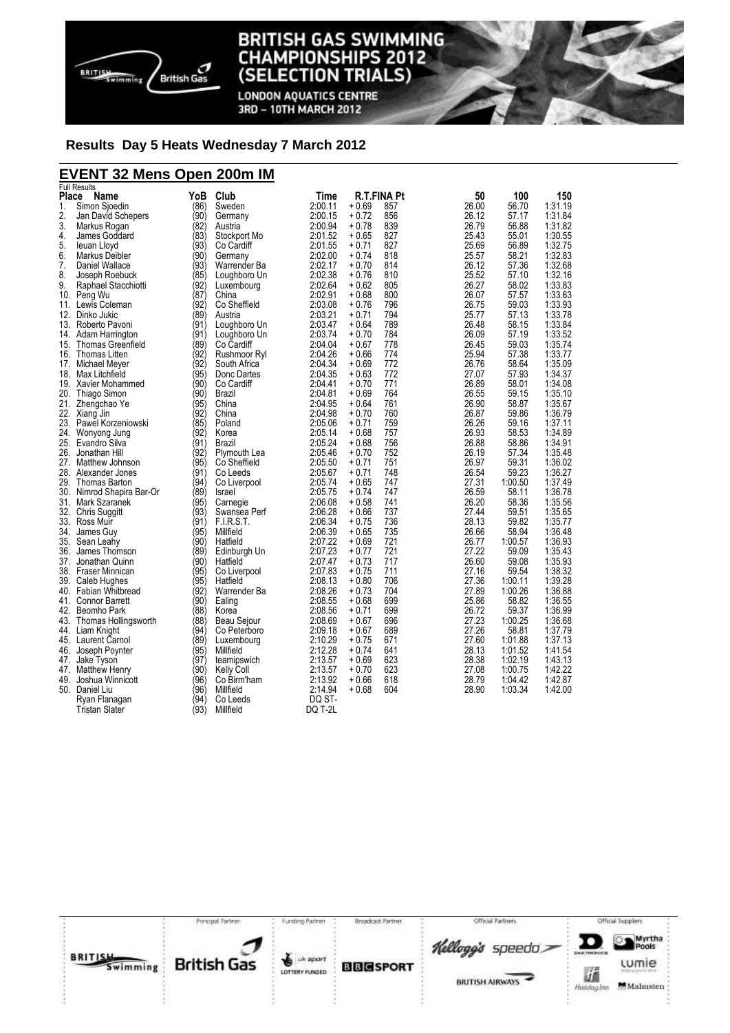# BRITISH GAS SWIMMING CHAMPIONSHIPS 2012 (SELECTION TRIALS)

LONDON AQUATICS CENTRE
3RD – 10TH MARCH 2012

## Results Day 5 Heats Wednesday 7 March 2012

## EVENT 32 Mens Open 200m IM

Full Results

| Place | Name | YoB | Club | Time | R.T. | FINA Pt | 50 | 100 | 150 |
|---|---|---|---|---|---|---|---|---|---|
| 1. | Simon Sjoedin | (86) | Sweden | 2:00.11 | + 0.69 | 857 | 26.00 | 56.70 | 1:31.19 |
| 2. | Jan David Schepers | (90) | Germany | 2:00.15 | + 0.72 | 856 | 26.12 | 57.17 | 1:31.84 |
| 3. | Markus Rogan | (82) | Austria | 2:00.94 | + 0.78 | 839 | 26.79 | 56.88 | 1:31.82 |
| 4. | James Goddard | (83) | Stockport Mo | 2:01.52 | + 0.65 | 827 | 25.43 | 55.01 | 1:30.55 |
| 5. | Ieuan Lloyd | (93) | Co Cardiff | 2:01.55 | + 0.71 | 827 | 25.69 | 56.89 | 1:32.75 |
| 6. | Markus Deibler | (90) | Germany | 2:02.00 | + 0.74 | 818 | 25.57 | 58.21 | 1:32.83 |
| 7. | Daniel Wallace | (93) | Warrender Ba | 2:02.17 | + 0.70 | 814 | 26.12 | 57.36 | 1:32.68 |
| 8. | Joseph Roebuck | (85) | Loughboro Un | 2:02.38 | + 0.76 | 810 | 25.52 | 57.10 | 1:32.16 |
| 9. | Raphael Stacchiotti | (92) | Luxembourg | 2:02.64 | + 0.62 | 805 | 26.27 | 58.02 | 1:33.83 |
| 10. | Peng Wu | (87) | China | 2:02.91 | + 0.68 | 800 | 26.07 | 57.57 | 1:33.63 |
| 11. | Lewis Coleman | (92) | Co Sheffield | 2:03.08 | + 0.76 | 796 | 26.75 | 59.03 | 1:33.93 |
| 12. | Dinko Jukic | (89) | Austria | 2:03.21 | + 0.71 | 794 | 25.77 | 57.13 | 1:33.78 |
| 13. | Roberto Pavoni | (91) | Loughboro Un | 2:03.47 | + 0.64 | 789 | 26.48 | 58.15 | 1:33.84 |
| 14. | Adam Harrington | (91) | Loughboro Un | 2:03.74 | + 0.70 | 784 | 26.09 | 57.19 | 1:33.52 |
| 15. | Thomas Greenfield | (89) | Co Cardiff | 2:04.04 | + 0.67 | 778 | 26.45 | 59.03 | 1:35.74 |
| 16. | Thomas Litten | (92) | Rushmoor Ryl | 2:04.26 | + 0.66 | 774 | 25.94 | 57.38 | 1:33.77 |
| 17. | Michael Meyer | (92) | South Africa | 2:04.34 | + 0.69 | 772 | 26.76 | 58.64 | 1:35.09 |
| 18. | Max Litchfield | (95) | Donc Dartes | 2:04.35 | + 0.63 | 772 | 27.07 | 57.93 | 1:34.37 |
| 19. | Xavier Mohammed | (90) | Co Cardiff | 2:04.41 | + 0.70 | 771 | 26.89 | 58.01 | 1:34.08 |
| 20. | Thiago Simon | (90) | Brazil | 2:04.81 | + 0.69 | 764 | 26.55 | 59.15 | 1:35.10 |
| 21. | Zhengchao Ye | (95) | China | 2:04.95 | + 0.64 | 761 | 26.90 | 58.87 | 1:35.67 |
| 22. | Xiang Jin | (92) | China | 2:04.98 | + 0.70 | 760 | 26.87 | 59.86 | 1:36.79 |
| 23. | Pawel Korzeniowski | (85) | Poland | 2:05.06 | + 0.71 | 759 | 26.26 | 59.16 | 1:37.11 |
| 24. | Wonyong Jung | (92) | Korea | 2:05.14 | + 0.68 | 757 | 26.93 | 58.53 | 1:34.89 |
| 25. | Evandro Silva | (91) | Brazil | 2:05.24 | + 0.68 | 756 | 26.88 | 58.86 | 1:34.91 |
| 26. | Jonathan Hill | (92) | Plymouth Lea | 2:05.46 | + 0.70 | 752 | 26.19 | 57.34 | 1:35.48 |
| 27. | Matthew Johnson | (95) | Co Sheffield | 2:05.50 | + 0.71 | 751 | 26.97 | 59.31 | 1:36.02 |
| 28. | Alexander Jones | (91) | Co Leeds | 2:05.67 | + 0.71 | 748 | 26.54 | 59.23 | 1:36.27 |
| 29. | Thomas Barton | (94) | Co Liverpool | 2:05.74 | + 0.65 | 747 | 27.31 | 1:00.50 | 1:37.49 |
| 30. | Nimrod Shapira Bar-Or | (89) | Israel | 2:05.75 | + 0.74 | 747 | 26.59 | 58.11 | 1:36.78 |
| 31. | Mark Szaranek | (95) | Carnegie | 2:06.08 | + 0.58 | 741 | 26.20 | 58.36 | 1:35.56 |
| 32. | Chris Suggitt | (93) | Swansea Perf | 2:06.28 | + 0.66 | 737 | 27.44 | 59.51 | 1:35.65 |
| 33. | Ross Muir | (91) | F.I.R.S.T. | 2:06.34 | + 0.75 | 736 | 28.13 | 59.82 | 1:35.77 |
| 34. | James Guy | (95) | Millfield | 2:06.39 | + 0.65 | 735 | 26.66 | 58.94 | 1:36.48 |
| 35. | Sean Leahy | (90) | Hatfield | 2:07.22 | + 0.69 | 721 | 26.77 | 1:00.57 | 1:36.93 |
| 36. | James Thomson | (89) | Edinburgh Un | 2:07.23 | + 0.77 | 721 | 27.22 | 59.09 | 1:35.43 |
| 37. | Jonathan Quinn | (90) | Hatfield | 2:07.47 | + 0.73 | 717 | 26.60 | 59.08 | 1:35.93 |
| 38. | Fraser Minnican | (95) | Co Liverpool | 2:07.83 | + 0.75 | 711 | 27.16 | 59.54 | 1:38.32 |
| 39. | Caleb Hughes | (95) | Hatfield | 2:08.13 | + 0.80 | 706 | 27.36 | 1:00.11 | 1:39.28 |
| 40. | Fabian Whitbread | (92) | Warrender Ba | 2:08.26 | + 0.73 | 704 | 27.89 | 1:00.26 | 1:36.88 |
| 41. | Connor Barrett | (90) | Ealing | 2:08.55 | + 0.68 | 699 | 25.86 | 58.82 | 1:36.55 |
| 42. | Beomho Park | (88) | Korea | 2:08.56 | + 0.71 | 699 | 26.72 | 59.37 | 1:36.99 |
| 43. | Thomas Hollingsworth | (88) | Beau Sejour | 2:08.69 | + 0.67 | 696 | 27.23 | 1:00.25 | 1:36.68 |
| 44. | Liam Knight | (94) | Co Peterboro | 2:09.18 | + 0.67 | 689 | 27.26 | 58.81 | 1:37.79 |
| 45. | Laurent Carnol | (89) | Luxembourg | 2:10.29 | + 0.75 | 671 | 27.60 | 1:01.88 | 1:37.13 |
| 46. | Joseph Poynter | (95) | Millfield | 2:12.28 | + 0.74 | 641 | 28.13 | 1:01.52 | 1:41.54 |
| 47. | Jake Tyson | (97) | teamipswich | 2:13.57 | + 0.69 | 623 | 28.38 | 1:02.19 | 1:43.13 |
| 47. | Matthew Henry | (90) | Kelly Coll | 2:13.57 | + 0.70 | 623 | 27.08 | 1:00.75 | 1:42.22 |
| 49. | Joshua Winnicott | (96) | Co Birm'ham | 2:13.92 | + 0.66 | 618 | 28.79 | 1:04.42 | 1:42.87 |
| 50. | Daniel Liu | (96) | Millfield | 2:14.94 | + 0.68 | 604 | 28.90 | 1:03.34 | 1:42.00 |
| | Ryan Flanagan | (94) | Co Leeds | DQ ST- | | | | | |
| | Tristan Slater | (93) | Millfield | DQ T-2L | | | | | |

Principal Partner: British Gas | Funding Partner: UK Sport Lottery Funded | Broadcast Partner: BBC Sport | Official Partners: Kellogg's, Speedo, British Airways | Official Suppliers: Daktronics, Myrtha Pools, Lumie, Holiday Inn, Malmsten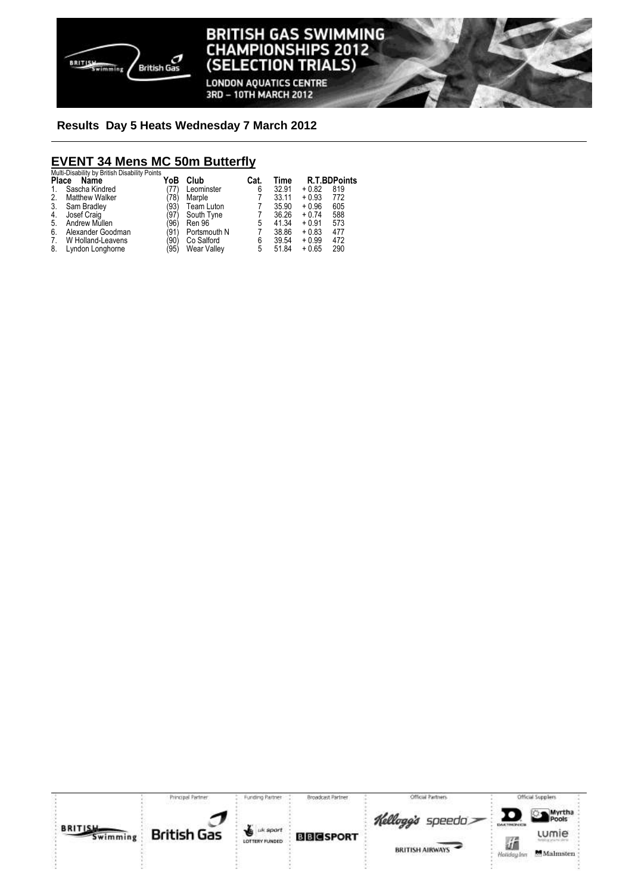**Results Day 5 Heats Wednesday 7 March 2012**

## EVENT 34 Mens MC 50m Butterfly

Multi-Disability by British Disability Points

| Place | Name | YoB | Club | Cat. | Time | R.T. | BDPoints |
|---|---|---|---|---|---|---|---|
| 1. | Sascha Kindred | (77) | Leominster | 6 | 32.91 | + 0.82 | 819 |
| 2. | Matthew Walker | (78) | Marple | 7 | 33.11 | + 0.93 | 772 |
| 3. | Sam Bradley | (93) | Team Luton | 7 | 35.90 | + 0.96 | 605 |
| 4. | Josef Craig | (97) | South Tyne | 7 | 36.26 | + 0.74 | 588 |
| 5. | Andrew Mullen | (96) | Ren 96 | 5 | 41.34 | + 0.91 | 573 |
| 6. | Alexander Goodman | (91) | Portsmouth N | 7 | 38.86 | + 0.83 | 477 |
| 7. | W Holland-Leavens | (90) | Co Salford | 6 | 39.54 | + 0.99 | 472 |
| 8. | Lyndon Longhorne | (95) | Wear Valley | 5 | 51.84 | + 0.65 | 290 |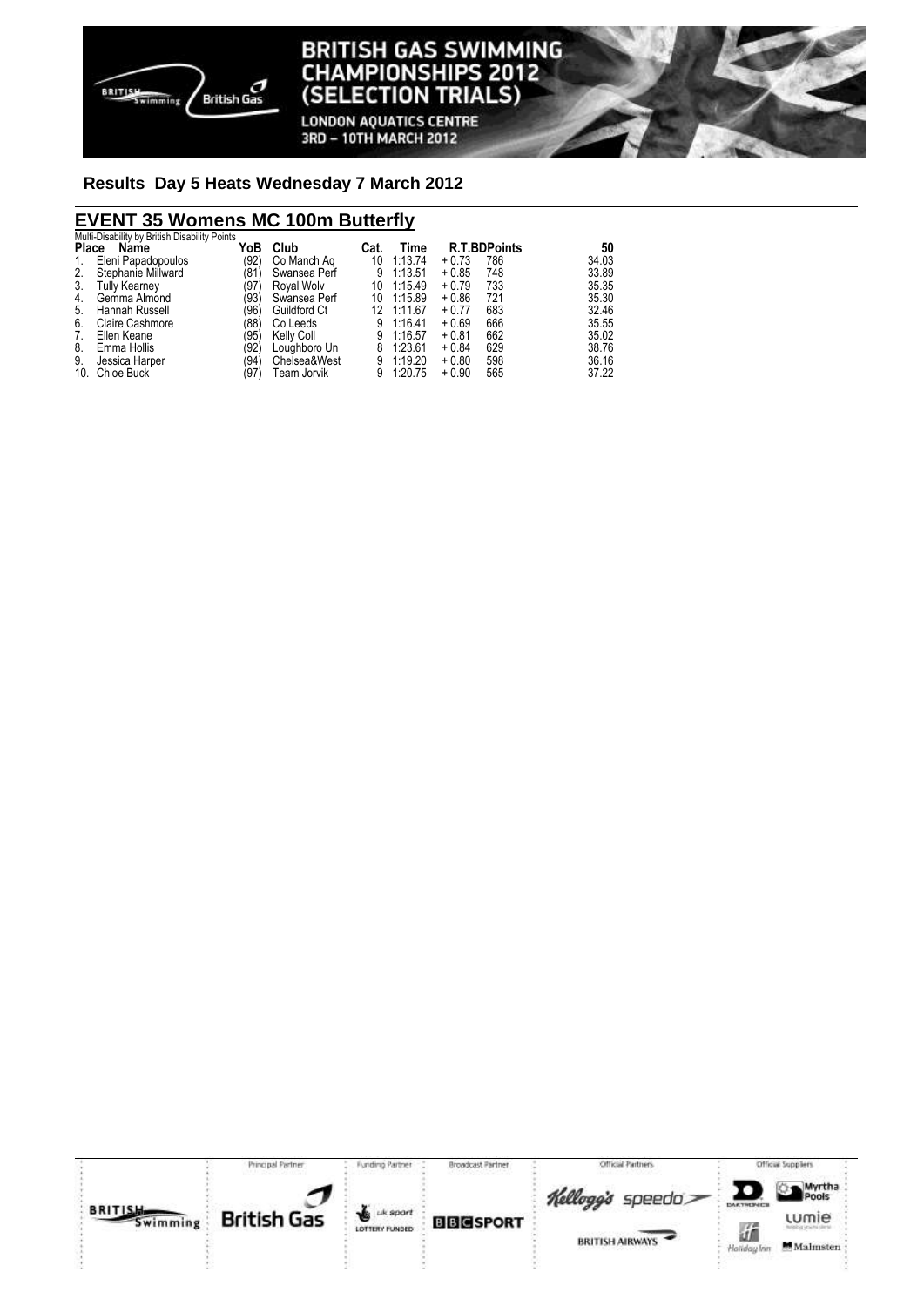## Results Day 5 Heats Wednesday 7 March 2012

## EVENT 35 Womens MC 100m Butterfly

Multi-Disability by British Disability Points

| Place | Name | YoB | Club | Cat. | Time | R.T. | BDPoints | 50 |
|---|---|---|---|---|---|---|---|---|
| 1. | Eleni Papadopoulos | (92) | Co Manch Aq | 10 | 1:13.74 | + 0.73 | 786 | 34.03 |
| 2. | Stephanie Millward | (81) | Swansea Perf | 9 | 1:13.51 | + 0.85 | 748 | 33.89 |
| 3. | Tully Kearney | (97) | Royal Wolv | 10 | 1:15.49 | + 0.79 | 733 | 35.35 |
| 4. | Gemma Almond | (93) | Swansea Perf | 10 | 1:15.89 | + 0.86 | 721 | 35.30 |
| 5. | Hannah Russell | (96) | Guildford Ct | 12 | 1:11.67 | + 0.77 | 683 | 32.46 |
| 6. | Claire Cashmore | (88) | Co Leeds | 9 | 1:16.41 | + 0.69 | 666 | 35.55 |
| 7. | Ellen Keane | (95) | Kelly Coll | 9 | 1:16.57 | + 0.81 | 662 | 35.02 |
| 8. | Emma Hollis | (92) | Loughboro Un | 8 | 1:23.61 | + 0.84 | 629 | 38.76 |
| 9. | Jessica Harper | (94) | Chelsea&West | 9 | 1:19.20 | + 0.80 | 598 | 36.16 |
| 10. | Chloe Buck | (97) | Team Jorvik | 9 | 1:20.75 | + 0.90 | 565 | 37.22 |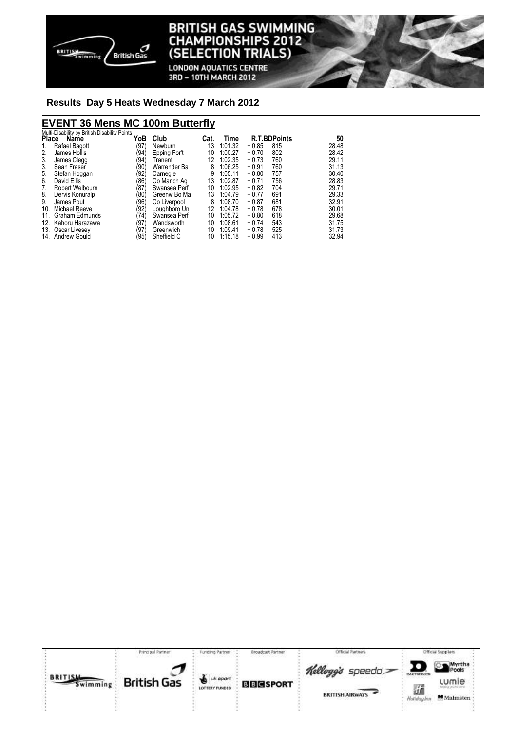## Results Day 5 Heats Wednesday 7 March 2012

## EVENT 36 Mens MC 100m Butterfly

Multi-Disability by British Disability Points

| Place | Name | YoB | Club | Cat. | Time | R.T. | BDPoints | 50 |
|---|---|---|---|---|---|---|---|---|
| 1. | Rafael Bagott | (97) | Newburn | 13 | 1:01.32 | + 0.85 | 815 | 28.48 |
| 2. | James Hollis | (94) | Epping For't | 10 | 1:00.27 | + 0.70 | 802 | 28.42 |
| 3. | James Clegg | (94) | Tranent | 12 | 1:02.35 | + 0.73 | 760 | 29.11 |
| 3. | Sean Fraser | (90) | Warrender Ba | 8 | 1:06.25 | + 0.91 | 760 | 31.13 |
| 5. | Stefan Hoggan | (92) | Carnegie | 9 | 1:05.11 | + 0.80 | 757 | 30.40 |
| 6. | David Ellis | (86) | Co Manch Aq | 13 | 1:02.87 | + 0.71 | 756 | 28.83 |
| 7. | Robert Welbourn | (87) | Swansea Perf | 10 | 1:02.95 | + 0.82 | 704 | 29.71 |
| 8. | Dervis Konuralp | (80) | Greenw Bo Ma | 13 | 1:04.79 | + 0.77 | 691 | 29.33 |
| 9. | James Pout | (96) | Co Liverpool | 8 | 1:08.70 | + 0.87 | 681 | 32.91 |
| 10. | Michael Reeve | (92) | Loughboro Un | 12 | 1:04.78 | + 0.78 | 678 | 30.01 |
| 11. | Graham Edmunds | (74) | Swansea Perf | 10 | 1:05.72 | + 0.80 | 618 | 29.68 |
| 12. | Kahoru Harazawa | (97) | Wandsworth | 10 | 1:08.61 | + 0.74 | 543 | 31.75 |
| 13. | Oscar Livesey | (97) | Greenwich | 10 | 1:09.41 | + 0.78 | 525 | 31.73 |
| 14. | Andrew Gould | (95) | Sheffield C | 10 | 1:15.18 | + 0.99 | 413 | 32.94 |